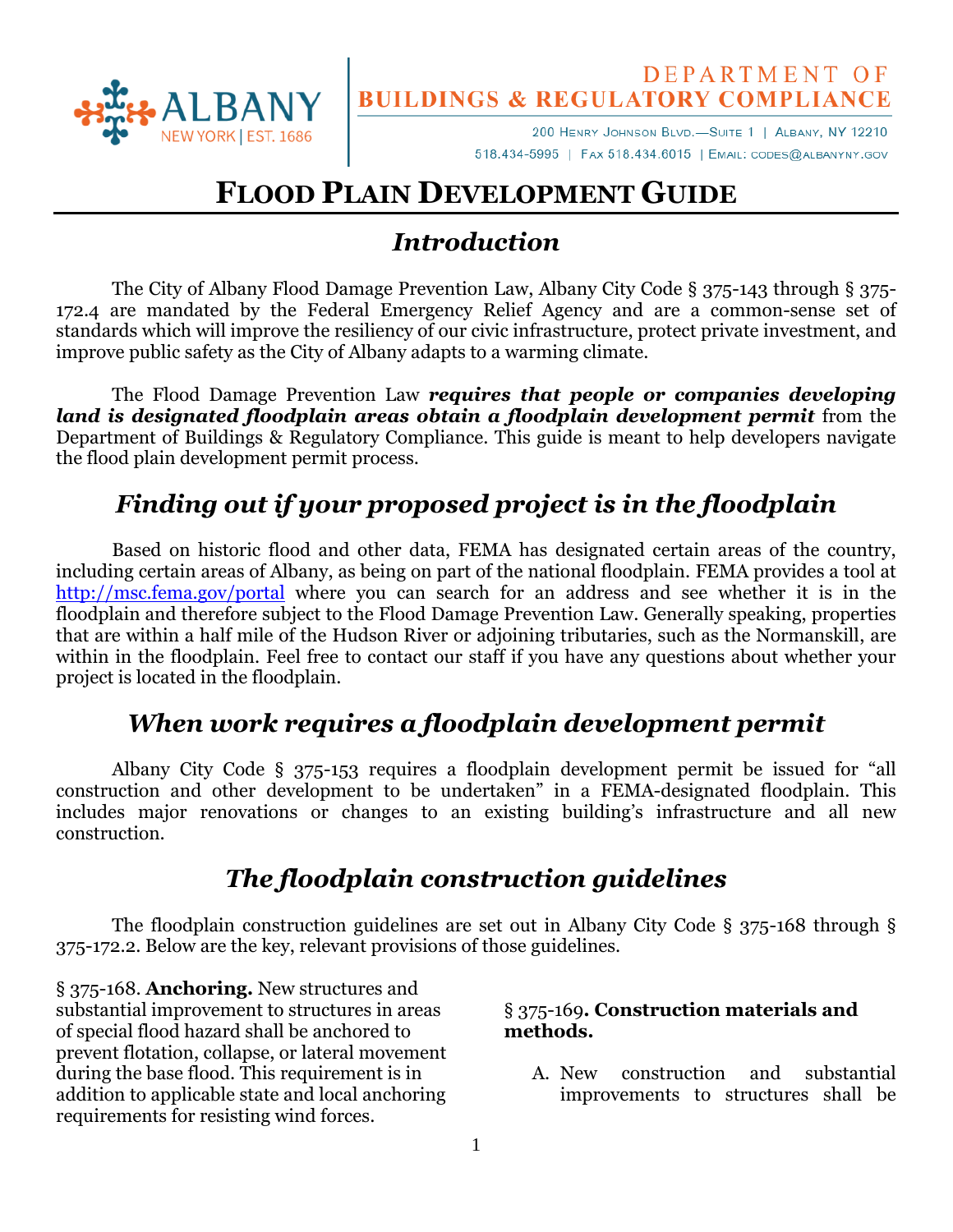DEPARTMENT OF
**BUILDINGS & REGULATORY COMPLIANCE**

200 Henry Johnson Blvd.—Suite 1 | Albany, NY 12210
518.434-5995 | Fax 518.434.6015 | Email: codes@albanyny.gov

# FLOOD PLAIN DEVELOPMENT GUIDE

## *Introduction*

The City of Albany Flood Damage Prevention Law, Albany City Code § 375-143 through § 375-172.4 are mandated by the Federal Emergency Relief Agency and are a common-sense set of standards which will improve the resiliency of our civic infrastructure, protect private investment, and improve public safety as the City of Albany adapts to a warming climate.

The Flood Damage Prevention Law ***requires that people or companies developing land is designated floodplain areas obtain a floodplain development permit*** from the Department of Buildings & Regulatory Compliance. This guide is meant to help developers navigate the flood plain development permit process.

## *Finding out if your proposed project is in the floodplain*

Based on historic flood and other data, FEMA has designated certain areas of the country, including certain areas of Albany, as being on part of the national floodplain. FEMA provides a tool at [http://msc.fema.gov/portal](http://msc.fema.gov/portal) where you can search for an address and see whether it is in the floodplain and therefore subject to the Flood Damage Prevention Law. Generally speaking, properties that are within a half mile of the Hudson River or adjoining tributaries, such as the Normanskill, are within in the floodplain. Feel free to contact our staff if you have any questions about whether your project is located in the floodplain.

## *When work requires a floodplain development permit*

Albany City Code § 375-153 requires a floodplain development permit be issued for "all construction and other development to be undertaken" in a FEMA-designated floodplain. This includes major renovations or changes to an existing building's infrastructure and all new construction.

## *The floodplain construction guidelines*

The floodplain construction guidelines are set out in Albany City Code § 375-168 through § 375-172.2. Below are the key, relevant provisions of those guidelines.

§ 375-168. **Anchoring.** New structures and substantial improvement to structures in areas of special flood hazard shall be anchored to prevent flotation, collapse, or lateral movement during the base flood. This requirement is in addition to applicable state and local anchoring requirements for resisting wind forces.

§ 375-169**. Construction materials and methods.**

A. New construction and substantial improvements to structures shall be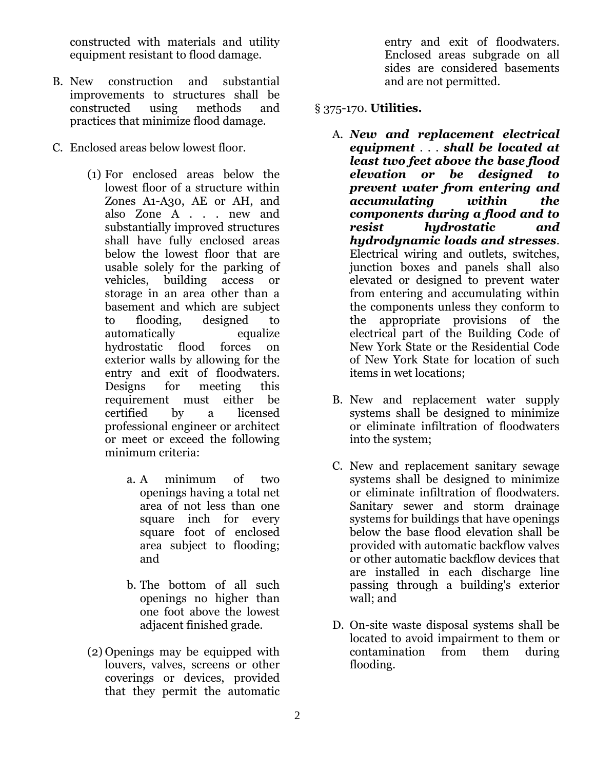constructed with materials and utility equipment resistant to flood damage.

B. New construction and substantial improvements to structures shall be constructed using methods and practices that minimize flood damage.

C. Enclosed areas below lowest floor.

   (1) For enclosed areas below the lowest floor of a structure within Zones A1-A30, AE or AH, and also Zone A . . . new and substantially improved structures shall have fully enclosed areas below the lowest floor that are usable solely for the parking of vehicles, building access or storage in an area other than a basement and which are subject to flooding, designed to automatically equalize hydrostatic flood forces on exterior walls by allowing for the entry and exit of floodwaters. Designs for meeting this requirement must either be certified by a licensed professional engineer or architect or meet or exceed the following minimum criteria:

      a. A minimum of two openings having a total net area of not less than one square inch for every square foot of enclosed area subject to flooding; and

      b. The bottom of all such openings no higher than one foot above the lowest adjacent finished grade.

   (2) Openings may be equipped with louvers, valves, screens or other coverings or devices, provided that they permit the automatic entry and exit of floodwaters. Enclosed areas subgrade on all sides are considered basements and are not permitted.

§ 375-170. **Utilities.**

A. ***New and replacement electrical equipment*** . . . ***shall be located at least two feet above the base flood elevation or be designed to prevent water from entering and accumulating within the components during a flood and to resist hydrostatic and hydrodynamic loads and stresses***. Electrical wiring and outlets, switches, junction boxes and panels shall also elevated or designed to prevent water from entering and accumulating within the components unless they conform to the appropriate provisions of the electrical part of the Building Code of New York State or the Residential Code of New York State for location of such items in wet locations;

B. New and replacement water supply systems shall be designed to minimize or eliminate infiltration of floodwaters into the system;

C. New and replacement sanitary sewage systems shall be designed to minimize or eliminate infiltration of floodwaters. Sanitary sewer and storm drainage systems for buildings that have openings below the base flood elevation shall be provided with automatic backflow valves or other automatic backflow devices that are installed in each discharge line passing through a building's exterior wall; and

D. On-site waste disposal systems shall be located to avoid impairment to them or contamination from them during flooding.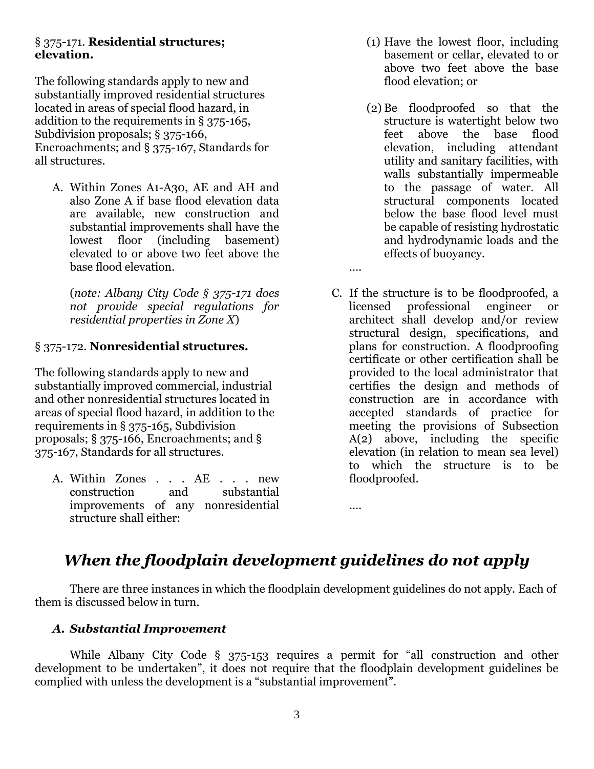§ 375-171. **Residential structures; elevation.**

The following standards apply to new and substantially improved residential structures located in areas of special flood hazard, in addition to the requirements in § 375-165, Subdivision proposals; § 375-166, Encroachments; and § 375-167, Standards for all structures.

A. Within Zones A1-A30, AE and AH and also Zone A if base flood elevation data are available, new construction and substantial improvements shall have the lowest floor (including basement) elevated to or above two feet above the base flood elevation.

   (*note: Albany City Code § 375-171 does not provide special regulations for residential properties in Zone X*)

§ 375-172. **Nonresidential structures.**

The following standards apply to new and substantially improved commercial, industrial and other nonresidential structures located in areas of special flood hazard, in addition to the requirements in § 375-165, Subdivision proposals; § 375-166, Encroachments; and § 375-167, Standards for all structures.

A. Within Zones . . . AE . . . new construction and substantial improvements of any nonresidential structure shall either:

   (1) Have the lowest floor, including basement or cellar, elevated to or above two feet above the base flood elevation; or

   (2) Be floodproofed so that the structure is watertight below two feet above the base flood elevation, including attendant utility and sanitary facilities, with walls substantially impermeable to the passage of water. All structural components located below the base flood level must be capable of resisting hydrostatic and hydrodynamic loads and the effects of buoyancy.

....

C. If the structure is to be floodproofed, a licensed professional engineer or architect shall develop and/or review structural design, specifications, and plans for construction. A floodproofing certificate or other certification shall be provided to the local administrator that certifies the design and methods of construction are in accordance with accepted standards of practice for meeting the provisions of Subsection A(2) above, including the specific elevation (in relation to mean sea level) to which the structure is to be floodproofed.

....

## *When the floodplain development guidelines do not apply*

There are three instances in which the floodplain development guidelines do not apply. Each of them is discussed below in turn.

### *A. Substantial Improvement*

While Albany City Code § 375-153 requires a permit for "all construction and other development to be undertaken", it does not require that the floodplain development guidelines be complied with unless the development is a "substantial improvement".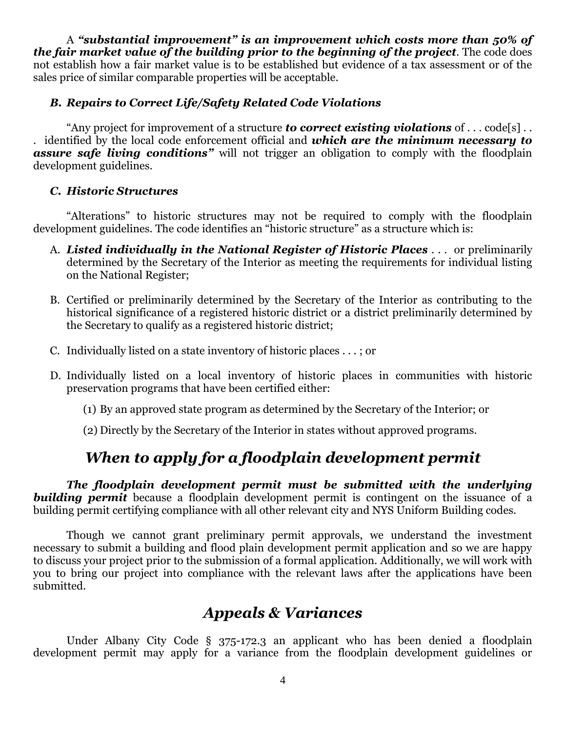A ***"substantial improvement" is an improvement which costs more than 50% of the fair market value of the building prior to the beginning of the project***. The code does not establish how a fair market value is to be established but evidence of a tax assessment or of the sales price of similar comparable properties will be acceptable.

### *B. Repairs to Correct Life/Safety Related Code Violations*

"Any project for improvement of a structure ***to correct existing violations*** of . . . code[s] . . . identified by the local code enforcement official and ***which are the minimum necessary to assure safe living conditions"*** will not trigger an obligation to comply with the floodplain development guidelines.

### *C. Historic Structures*

"Alterations" to historic structures may not be required to comply with the floodplain development guidelines. The code identifies an "historic structure" as a structure which is:

A. ***Listed individually in the National Register of Historic Places*** . . . or preliminarily determined by the Secretary of the Interior as meeting the requirements for individual listing on the National Register;

B. Certified or preliminarily determined by the Secretary of the Interior as contributing to the historical significance of a registered historic district or a district preliminarily determined by the Secretary to qualify as a registered historic district;

C. Individually listed on a state inventory of historic places . . . ; or

D. Individually listed on a local inventory of historic places in communities with historic preservation programs that have been certified either:

   (1) By an approved state program as determined by the Secretary of the Interior; or

   (2) Directly by the Secretary of the Interior in states without approved programs.

## *When to apply for a floodplain development permit*

***The floodplain development permit must be submitted with the underlying building permit*** because a floodplain development permit is contingent on the issuance of a building permit certifying compliance with all other relevant city and NYS Uniform Building codes.

Though we cannot grant preliminary permit approvals, we understand the investment necessary to submit a building and flood plain development permit application and so we are happy to discuss your project prior to the submission of a formal application. Additionally, we will work with you to bring our project into compliance with the relevant laws after the applications have been submitted.

## *Appeals & Variances*

Under Albany City Code § 375-172.3 an applicant who has been denied a floodplain development permit may apply for a variance from the floodplain development guidelines or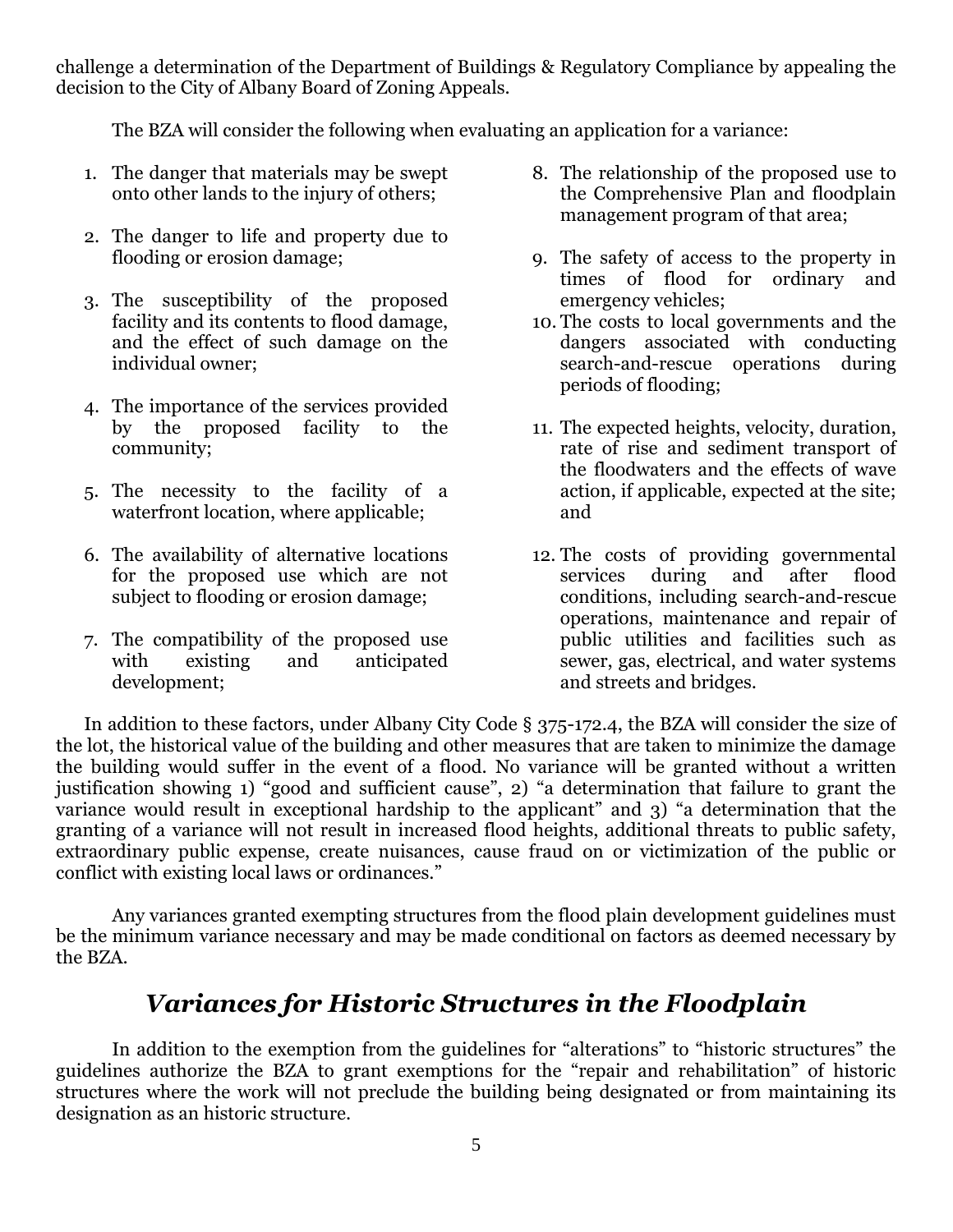challenge a determination of the Department of Buildings & Regulatory Compliance by appealing the decision to the City of Albany Board of Zoning Appeals.

The BZA will consider the following when evaluating an application for a variance:

1. The danger that materials may be swept onto other lands to the injury of others;
2. The danger to life and property due to flooding or erosion damage;
3. The susceptibility of the proposed facility and its contents to flood damage, and the effect of such damage on the individual owner;
4. The importance of the services provided by the proposed facility to the community;
5. The necessity to the facility of a waterfront location, where applicable;
6. The availability of alternative locations for the proposed use which are not subject to flooding or erosion damage;
7. The compatibility of the proposed use with existing and anticipated development;
8. The relationship of the proposed use to the Comprehensive Plan and floodplain management program of that area;
9. The safety of access to the property in times of flood for ordinary and emergency vehicles;
10. The costs to local governments and the dangers associated with conducting search-and-rescue operations during periods of flooding;
11. The expected heights, velocity, duration, rate of rise and sediment transport of the floodwaters and the effects of wave action, if applicable, expected at the site; and
12. The costs of providing governmental services during and after flood conditions, including search-and-rescue operations, maintenance and repair of public utilities and facilities such as sewer, gas, electrical, and water systems and streets and bridges.

In addition to these factors, under Albany City Code § 375-172.4, the BZA will consider the size of the lot, the historical value of the building and other measures that are taken to minimize the damage the building would suffer in the event of a flood. No variance will be granted without a written justification showing 1) "good and sufficient cause", 2) "a determination that failure to grant the variance would result in exceptional hardship to the applicant" and 3) "a determination that the granting of a variance will not result in increased flood heights, additional threats to public safety, extraordinary public expense, create nuisances, cause fraud on or victimization of the public or conflict with existing local laws or ordinances."

Any variances granted exempting structures from the flood plain development guidelines must be the minimum variance necessary and may be made conditional on factors as deemed necessary by the BZA.

## *Variances for Historic Structures in the Floodplain*

In addition to the exemption from the guidelines for "alterations" to "historic structures" the guidelines authorize the BZA to grant exemptions for the "repair and rehabilitation" of historic structures where the work will not preclude the building being designated or from maintaining its designation as an historic structure.